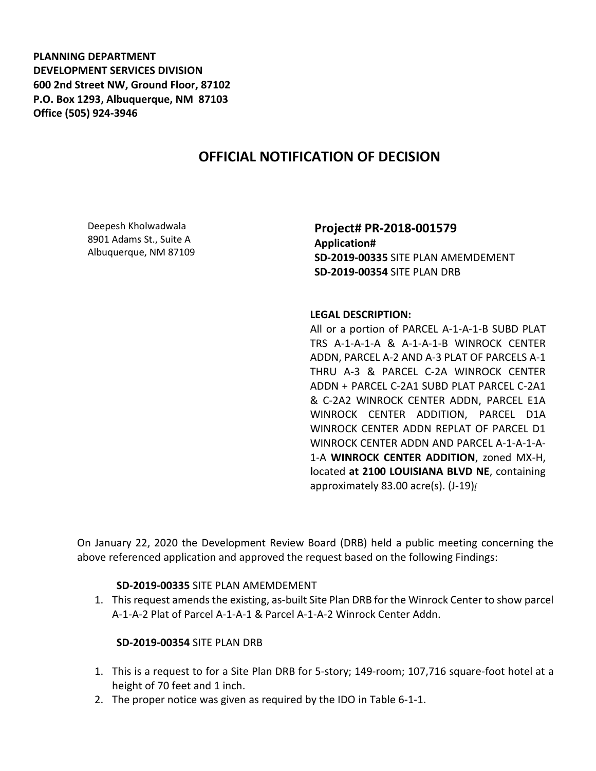**PLANNING DEPARTMENT**
**DEVELOPMENT SERVICES DIVISION**
**600 2nd Street NW, Ground Floor, 87102**
**P.O. Box 1293, Albuquerque, NM 87103**
**Office (505) 924-3946**

# OFFICIAL NOTIFICATION OF DECISION

Deepesh Kholwadwala
8901 Adams St., Suite A
Albuquerque, NM 87109

**Project# PR-2018-001579**
**Application#**
**SD-2019-00335** SITE PLAN AMEMDEMENT
**SD-2019-00354** SITE PLAN DRB

**LEGAL DESCRIPTION:**
All or a portion of PARCEL A-1-A-1-B SUBD PLAT TRS A-1-A-1-A & A-1-A-1-B WINROCK CENTER ADDN, PARCEL A-2 AND A-3 PLAT OF PARCELS A-1 THRU A-3 & PARCEL C-2A WINROCK CENTER ADDN + PARCEL C-2A1 SUBD PLAT PARCEL C-2A1 & C-2A2 WINROCK CENTER ADDN, PARCEL E1A WINROCK CENTER ADDITION, PARCEL D1A WINROCK CENTER ADDN REPLAT OF PARCEL D1 WINROCK CENTER ADDN AND PARCEL A-1-A-1-A-1-A **WINROCK CENTER ADDITION**, zoned MX-H, located **at 2100 LOUISIANA BLVD NE**, containing approximately 83.00 acre(s). (J-19)

On January 22, 2020 the Development Review Board (DRB) held a public meeting concerning the above referenced application and approved the request based on the following Findings:

**SD-2019-00335** SITE PLAN AMEMDEMENT

1. This request amends the existing, as-built Site Plan DRB for the Winrock Center to show parcel A-1-A-2 Plat of Parcel A-1-A-1 & Parcel A-1-A-2 Winrock Center Addn.

**SD-2019-00354** SITE PLAN DRB

1. This is a request to for a Site Plan DRB for 5-story; 149-room; 107,716 square-foot hotel at a height of 70 feet and 1 inch.
2. The proper notice was given as required by the IDO in Table 6-1-1.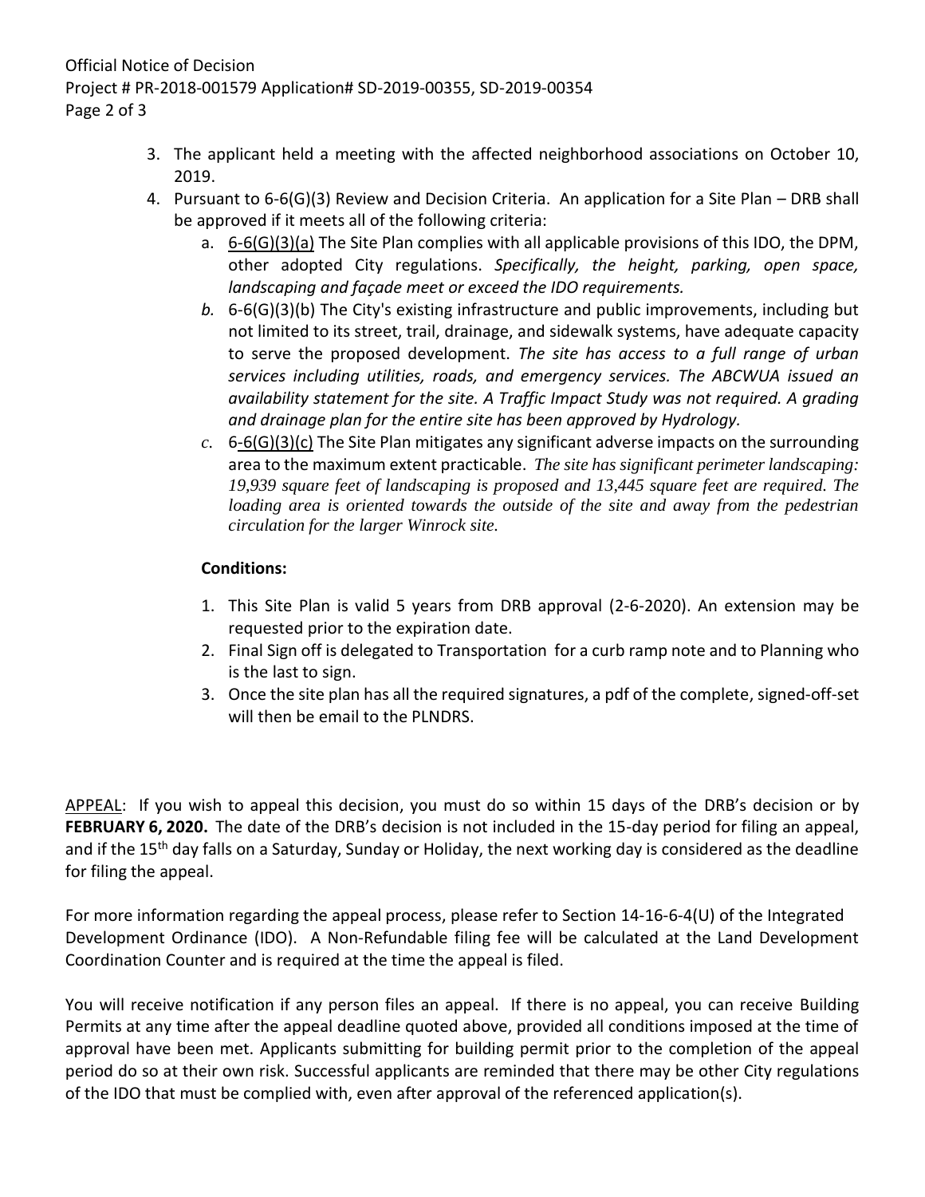3. The applicant held a meeting with the affected neighborhood associations on October 10, 2019.
4. Pursuant to 6-6(G)(3) Review and Decision Criteria. An application for a Site Plan – DRB shall be approved if it meets all of the following criteria:
   a. 6-6(G)(3)(a) The Site Plan complies with all applicable provisions of this IDO, the DPM, other adopted City regulations. *Specifically, the height, parking, open space, landscaping and façade meet or exceed the IDO requirements.*
   b. 6-6(G)(3)(b) The City's existing infrastructure and public improvements, including but not limited to its street, trail, drainage, and sidewalk systems, have adequate capacity to serve the proposed development. *The site has access to a full range of urban services including utilities, roads, and emergency services. The ABCWUA issued an availability statement for the site. A Traffic Impact Study was not required. A grading and drainage plan for the entire site has been approved by Hydrology.*
   c. 6-6(G)(3)(c) The Site Plan mitigates any significant adverse impacts on the surrounding area to the maximum extent practicable. *The site has significant perimeter landscaping: 19,939 square feet of landscaping is proposed and 13,445 square feet are required. The loading area is oriented towards the outside of the site and away from the pedestrian circulation for the larger Winrock site.*

**Conditions:**

1. This Site Plan is valid 5 years from DRB approval (2-6-2020). An extension may be requested prior to the expiration date.
2. Final Sign off is delegated to Transportation for a curb ramp note and to Planning who is the last to sign.
3. Once the site plan has all the required signatures, a pdf of the complete, signed-off-set will then be email to the PLNDRS.

APPEAL: If you wish to appeal this decision, you must do so within 15 days of the DRB's decision or by **FEBRUARY 6, 2020.** The date of the DRB's decision is not included in the 15-day period for filing an appeal, and if the 15th day falls on a Saturday, Sunday or Holiday, the next working day is considered as the deadline for filing the appeal.

For more information regarding the appeal process, please refer to Section 14-16-6-4(U) of the Integrated Development Ordinance (IDO). A Non-Refundable filing fee will be calculated at the Land Development Coordination Counter and is required at the time the appeal is filed.

You will receive notification if any person files an appeal. If there is no appeal, you can receive Building Permits at any time after the appeal deadline quoted above, provided all conditions imposed at the time of approval have been met. Applicants submitting for building permit prior to the completion of the appeal period do so at their own risk. Successful applicants are reminded that there may be other City regulations of the IDO that must be complied with, even after approval of the referenced application(s).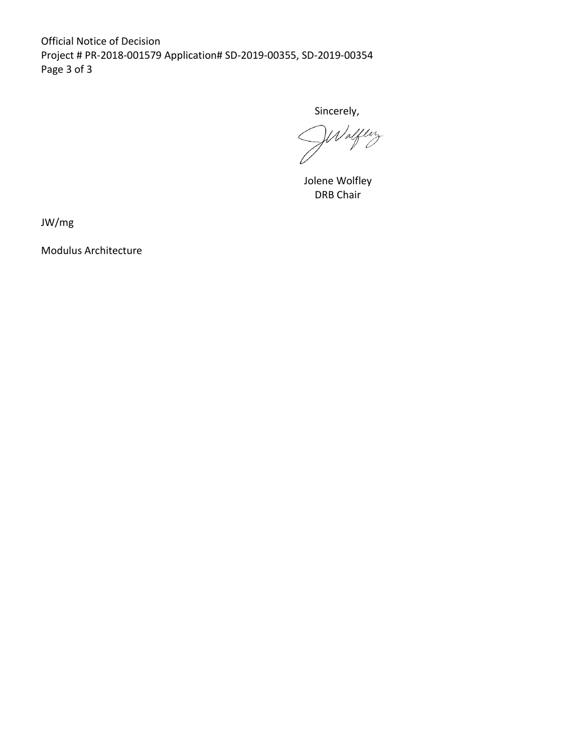Sincerely,

Jolene Wolfley
DRB Chair

JW/mg

Modulus Architecture